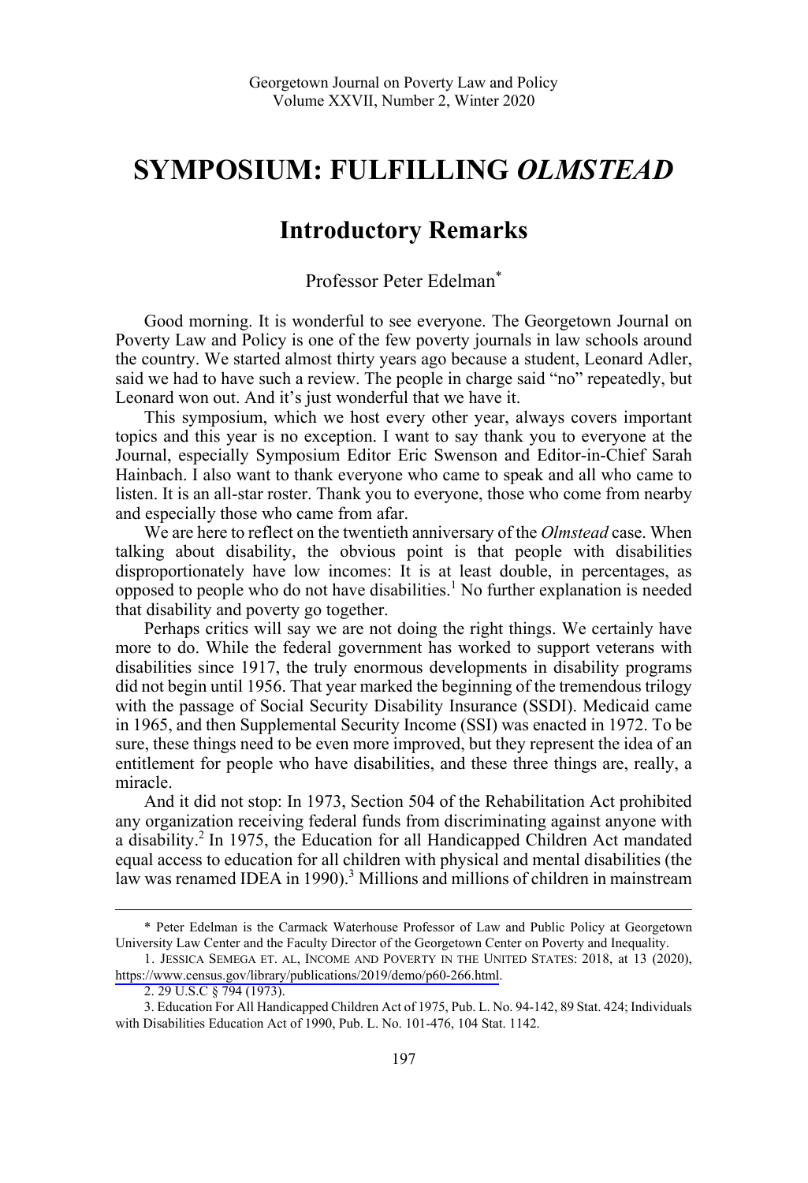# SYMPOSIUM: FULFILLING *OLMSTEAD*

## Introductory Remarks

Professor Peter Edelman*

Good morning. It is wonderful to see everyone. The Georgetown Journal on Poverty Law and Policy is one of the few poverty journals in law schools around the country. We started almost thirty years ago because a student, Leonard Adler, said we had to have such a review. The people in charge said "no" repeatedly, but Leonard won out. And it's just wonderful that we have it.

This symposium, which we host every other year, always covers important topics and this year is no exception. I want to say thank you to everyone at the Journal, especially Symposium Editor Eric Swenson and Editor-in-Chief Sarah Hainbach. I also want to thank everyone who came to speak and all who came to listen. It is an all-star roster. Thank you to everyone, those who come from nearby and especially those who came from afar.

We are here to reflect on the twentieth anniversary of the *Olmstead* case. When talking about disability, the obvious point is that people with disabilities disproportionately have low incomes: It is at least double, in percentages, as opposed to people who do not have disabilities.[1] No further explanation is needed that disability and poverty go together.

Perhaps critics will say we are not doing the right things. We certainly have more to do. While the federal government has worked to support veterans with disabilities since 1917, the truly enormous developments in disability programs did not begin until 1956. That year marked the beginning of the tremendous trilogy with the passage of Social Security Disability Insurance (SSDI). Medicaid came in 1965, and then Supplemental Security Income (SSI) was enacted in 1972. To be sure, these things need to be even more improved, but they represent the idea of an entitlement for people who have disabilities, and these three things are, really, a miracle.

And it did not stop: In 1973, Section 504 of the Rehabilitation Act prohibited any organization receiving federal funds from discriminating against anyone with a disability.[2] In 1975, the Education for all Handicapped Children Act mandated equal access to education for all children with physical and mental disabilities (the law was renamed IDEA in 1990).[3] Millions and millions of children in mainstream

---

\* Peter Edelman is the Carmack Waterhouse Professor of Law and Public Policy at Georgetown University Law Center and the Faculty Director of the Georgetown Center on Poverty and Inequality.

1. JESSICA SEMEGA ET. AL, INCOME AND POVERTY IN THE UNITED STATES: 2018, at 13 (2020), https://www.census.gov/library/publications/2019/demo/p60-266.html.

2. 29 U.S.C § 794 (1973).

3. Education For All Handicapped Children Act of 1975, Pub. L. No. 94-142, 89 Stat. 424; Individuals with Disabilities Education Act of 1990, Pub. L. No. 101-476, 104 Stat. 1142.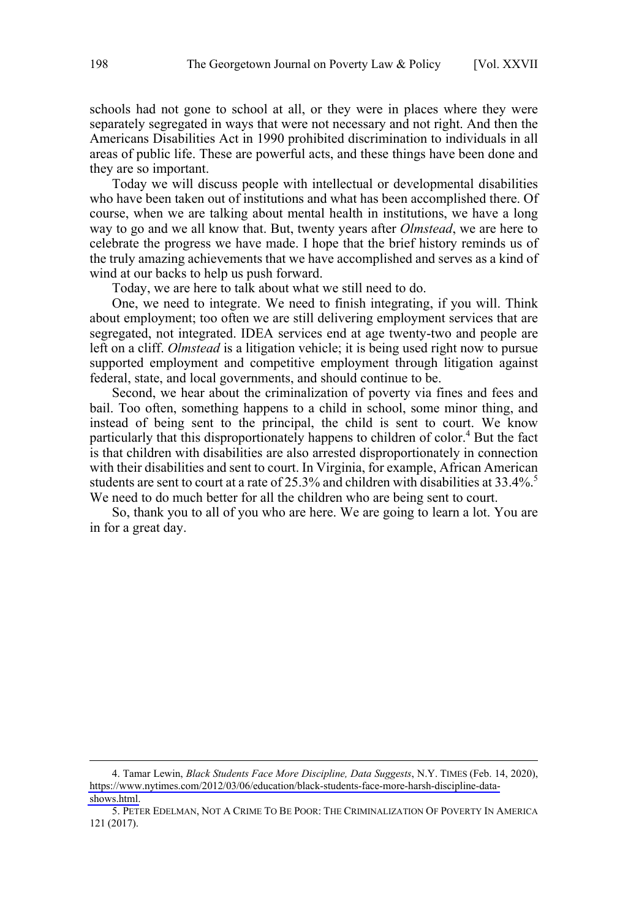schools had not gone to school at all, or they were in places where they were separately segregated in ways that were not necessary and not right. And then the Americans Disabilities Act in 1990 prohibited discrimination to individuals in all areas of public life. These are powerful acts, and these things have been done and they are so important.

Today we will discuss people with intellectual or developmental disabilities who have been taken out of institutions and what has been accomplished there. Of course, when we are talking about mental health in institutions, we have a long way to go and we all know that. But, twenty years after *Olmstead*, we are here to celebrate the progress we have made. I hope that the brief history reminds us of the truly amazing achievements that we have accomplished and serves as a kind of wind at our backs to help us push forward.

Today, we are here to talk about what we still need to do.

One, we need to integrate. We need to finish integrating, if you will. Think about employment; too often we are still delivering employment services that are segregated, not integrated. IDEA services end at age twenty-two and people are left on a cliff. *Olmstead* is a litigation vehicle; it is being used right now to pursue supported employment and competitive employment through litigation against federal, state, and local governments, and should continue to be.

Second, we hear about the criminalization of poverty via fines and fees and bail. Too often, something happens to a child in school, some minor thing, and instead of being sent to the principal, the child is sent to court. We know particularly that this disproportionately happens to children of color.[4] But the fact is that children with disabilities are also arrested disproportionately in connection with their disabilities and sent to court. In Virginia, for example, African American students are sent to court at a rate of 25.3% and children with disabilities at 33.4%.[5] We need to do much better for all the children who are being sent to court.

So, thank you to all of you who are here. We are going to learn a lot. You are in for a great day.

---

4. Tamar Lewin, *Black Students Face More Discipline, Data Suggests*, N.Y. TIMES (Feb. 14, 2020), https://www.nytimes.com/2012/03/06/education/black-students-face-more-harsh-discipline-data-shows.html.

5. PETER EDELMAN, NOT A CRIME TO BE POOR: THE CRIMINALIZATION OF POVERTY IN AMERICA 121 (2017).